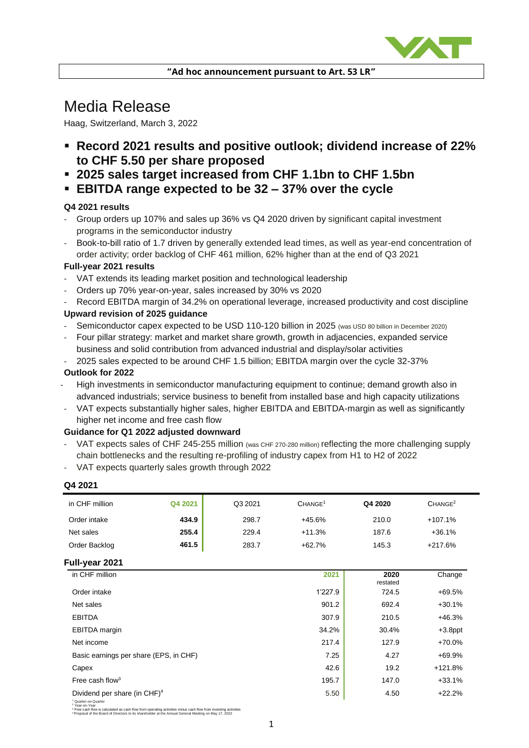**"Ad hoc announcement pursuant to Art. 53 LR"**

# Media Release

Haag, Switzerland, March 3, 2022

- **Record 2021 results and positive outlook; dividend increase of 22% to CHF 5.50 per share proposed**
- **2025 sales target increased from CHF 1.1bn to CHF 1.5bn**
- **EBITDA range expected to be 32 – 37% over the cycle**

**Q4 2021 results**

- Group orders up 107% and sales up 36% vs Q4 2020 driven by significant capital investment programs in the semiconductor industry
- Book-to-bill ratio of 1.7 driven by generally extended lead times, as well as year-end concentration of order activity; order backlog of CHF 461 million, 62% higher than at the end of Q3 2021

**Full-year 2021 results**

- VAT extends its leading market position and technological leadership
- Orders up 70% year-on-year, sales increased by 30% vs 2020
- Record EBITDA margin of 34.2% on operational leverage, increased productivity and cost discipline

**Upward revision of 2025 guidance**

- Semiconductor capex expected to be USD 110-120 billion in 2025 (was USD 80 billion in December 2020)
- Four pillar strategy: market and market share growth, growth in adjacencies, expanded service business and solid contribution from advanced industrial and display/solar activities
- 2025 sales expected to be around CHF 1.5 billion; EBITDA margin over the cycle 32-37%

**Outlook for 2022**

- High investments in semiconductor manufacturing equipment to continue; demand growth also in advanced industrials; service business to benefit from installed base and high capacity utilizations
- VAT expects substantially higher sales, higher EBITDA and EBITDA-margin as well as significantly higher net income and free cash flow

**Guidance for Q1 2022 adjusted downward**

- VAT expects sales of CHF 245-255 million (was CHF 270-280 million) reflecting the more challenging supply chain bottlenecks and the resulting re-profiling of industry capex from H1 to H2 of 2022
- VAT expects quarterly sales growth through 2022

**Q4 2021**

| in CHF million | Q4 2021 | Q3 2021 | CHANGE[1] | Q4 2020 | CHANGE[2] |
|---|---|---|---|---|---|
| Order intake | **434.9** | 298.7 | +45.6% | 210.0 | +107.1% |
| Net sales | **255.4** | 229.4 | +11.3% | 187.6 | +36.1% |
| Order Backlog | **461.5** | 283.7 | +62.7% | 145.3 | +217.6% |

**Full-year 2021**

| in CHF million | 2021 | 2020 restated | Change |
|---|---|---|---|
| Order intake | 1'227.9 | 724.5 | +69.5% |
| Net sales | 901.2 | 692.4 | +30.1% |
| EBITDA | 307.9 | 210.5 | +46.3% |
| EBITDA margin | 34.2% | 30.4% | +3.8ppt |
| Net income | 217.4 | 127.9 | +70.0% |
| Basic earnings per share (EPS, in CHF) | 7.25 | 4.27 | +69.9% |
| Capex | 42.6 | 19.2 | +121.8% |
| Free cash flow[3] | 195.7 | 147.0 | +33.1% |
| Dividend per share (in CHF)[4] | 5.50 | 4.50 | +22.2% |

[1] Quarter-on-Quarter
[2] Year-on-Year
[3] Free cash flow is calculated as cash flow from operating activities minus cash flow from investing activities
[4] Proposal of the Board of Directors to its shareholder at the Annual General Meeting on May 17, 2022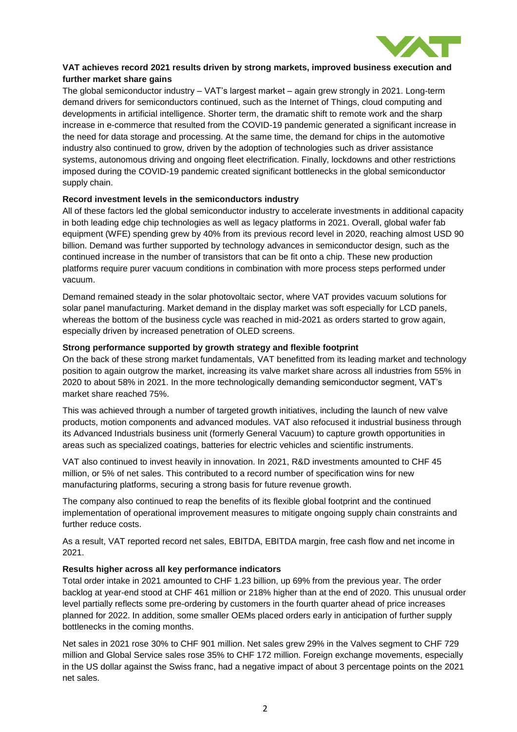## VAT achieves record 2021 results driven by strong markets, improved business execution and further market share gains

The global semiconductor industry – VAT's largest market – again grew strongly in 2021. Long-term demand drivers for semiconductors continued, such as the Internet of Things, cloud computing and developments in artificial intelligence. Shorter term, the dramatic shift to remote work and the sharp increase in e-commerce that resulted from the COVID-19 pandemic generated a significant increase in the need for data storage and processing. At the same time, the demand for chips in the automotive industry also continued to grow, driven by the adoption of technologies such as driver assistance systems, autonomous driving and ongoing fleet electrification. Finally, lockdowns and other restrictions imposed during the COVID-19 pandemic created significant bottlenecks in the global semiconductor supply chain.

### Record investment levels in the semiconductors industry

All of these factors led the global semiconductor industry to accelerate investments in additional capacity in both leading edge chip technologies as well as legacy platforms in 2021. Overall, global wafer fab equipment (WFE) spending grew by 40% from its previous record level in 2020, reaching almost USD 90 billion. Demand was further supported by technology advances in semiconductor design, such as the continued increase in the number of transistors that can be fit onto a chip. These new production platforms require purer vacuum conditions in combination with more process steps performed under vacuum.

Demand remained steady in the solar photovoltaic sector, where VAT provides vacuum solutions for solar panel manufacturing. Market demand in the display market was soft especially for LCD panels, whereas the bottom of the business cycle was reached in mid-2021 as orders started to grow again, especially driven by increased penetration of OLED screens.

### Strong performance supported by growth strategy and flexible footprint

On the back of these strong market fundamentals, VAT benefitted from its leading market and technology position to again outgrow the market, increasing its valve market share across all industries from 55% in 2020 to about 58% in 2021. In the more technologically demanding semiconductor segment, VAT's market share reached 75%.

This was achieved through a number of targeted growth initiatives, including the launch of new valve products, motion components and advanced modules. VAT also refocused it industrial business through its Advanced Industrials business unit (formerly General Vacuum) to capture growth opportunities in areas such as specialized coatings, batteries for electric vehicles and scientific instruments.

VAT also continued to invest heavily in innovation. In 2021, R&D investments amounted to CHF 45 million, or 5% of net sales. This contributed to a record number of specification wins for new manufacturing platforms, securing a strong basis for future revenue growth.

The company also continued to reap the benefits of its flexible global footprint and the continued implementation of operational improvement measures to mitigate ongoing supply chain constraints and further reduce costs.

As a result, VAT reported record net sales, EBITDA, EBITDA margin, free cash flow and net income in 2021.

### Results higher across all key performance indicators

Total order intake in 2021 amounted to CHF 1.23 billion, up 69% from the previous year. The order backlog at year-end stood at CHF 461 million or 218% higher than at the end of 2020. This unusual order level partially reflects some pre-ordering by customers in the fourth quarter ahead of price increases planned for 2022. In addition, some smaller OEMs placed orders early in anticipation of further supply bottlenecks in the coming months.

Net sales in 2021 rose 30% to CHF 901 million. Net sales grew 29% in the Valves segment to CHF 729 million and Global Service sales rose 35% to CHF 172 million. Foreign exchange movements, especially in the US dollar against the Swiss franc, had a negative impact of about 3 percentage points on the 2021 net sales.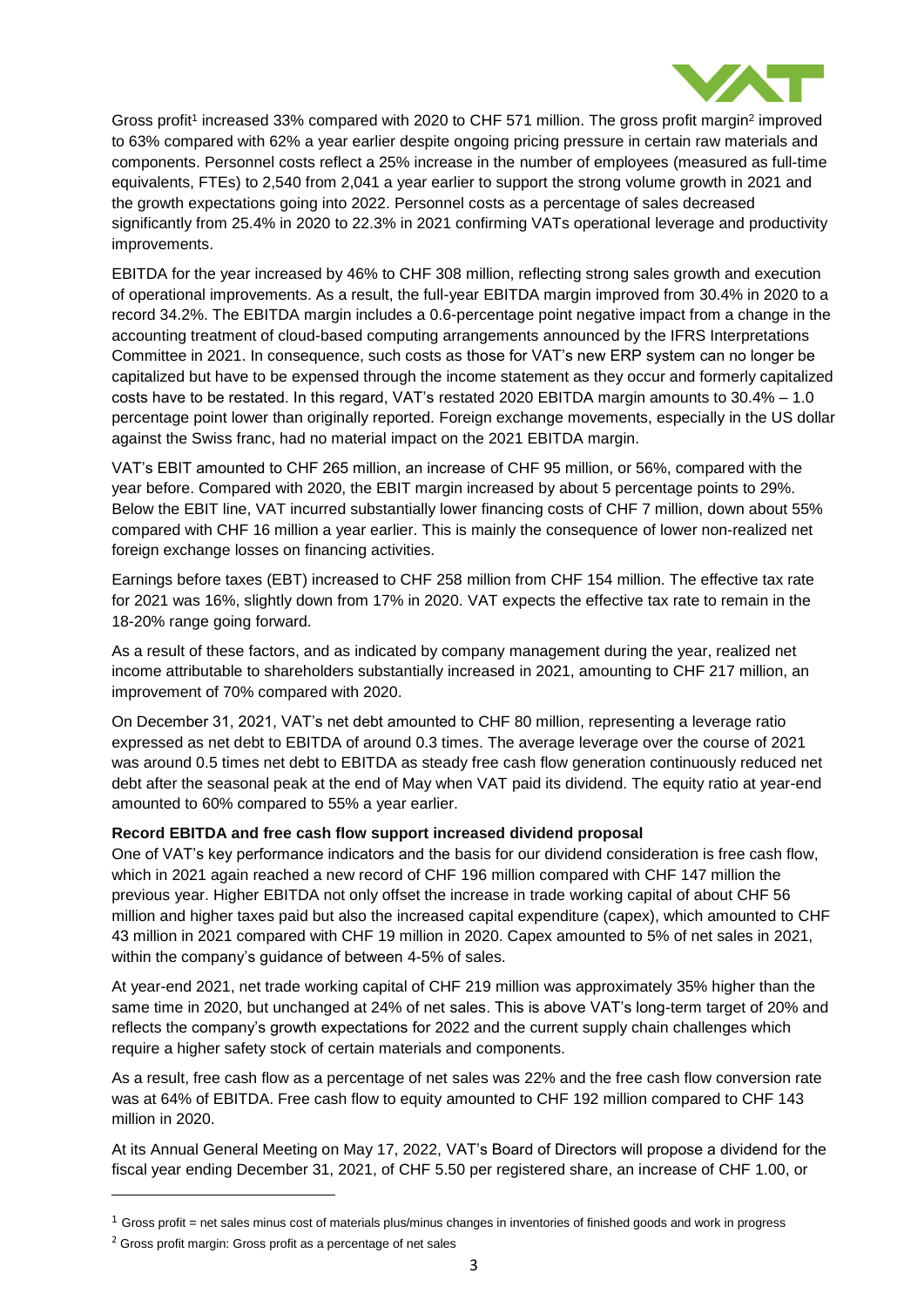Gross profit[1] increased 33% compared with 2020 to CHF 571 million. The gross profit margin[2] improved to 63% compared with 62% a year earlier despite ongoing pricing pressure in certain raw materials and components. Personnel costs reflect a 25% increase in the number of employees (measured as full-time equivalents, FTEs) to 2,540 from 2,041 a year earlier to support the strong volume growth in 2021 and the growth expectations going into 2022. Personnel costs as a percentage of sales decreased significantly from 25.4% in 2020 to 22.3% in 2021 confirming VATs operational leverage and productivity improvements.

EBITDA for the year increased by 46% to CHF 308 million, reflecting strong sales growth and execution of operational improvements. As a result, the full-year EBITDA margin improved from 30.4% in 2020 to a record 34.2%. The EBITDA margin includes a 0.6-percentage point negative impact from a change in the accounting treatment of cloud-based computing arrangements announced by the IFRS Interpretations Committee in 2021. In consequence, such costs as those for VAT's new ERP system can no longer be capitalized but have to be expensed through the income statement as they occur and formerly capitalized costs have to be restated. In this regard, VAT's restated 2020 EBITDA margin amounts to 30.4% – 1.0 percentage point lower than originally reported. Foreign exchange movements, especially in the US dollar against the Swiss franc, had no material impact on the 2021 EBITDA margin.

VAT's EBIT amounted to CHF 265 million, an increase of CHF 95 million, or 56%, compared with the year before. Compared with 2020, the EBIT margin increased by about 5 percentage points to 29%. Below the EBIT line, VAT incurred substantially lower financing costs of CHF 7 million, down about 55% compared with CHF 16 million a year earlier. This is mainly the consequence of lower non-realized net foreign exchange losses on financing activities.

Earnings before taxes (EBT) increased to CHF 258 million from CHF 154 million. The effective tax rate for 2021 was 16%, slightly down from 17% in 2020. VAT expects the effective tax rate to remain in the 18-20% range going forward.

As a result of these factors, and as indicated by company management during the year, realized net income attributable to shareholders substantially increased in 2021, amounting to CHF 217 million, an improvement of 70% compared with 2020.

On December 31, 2021, VAT's net debt amounted to CHF 80 million, representing a leverage ratio expressed as net debt to EBITDA of around 0.3 times. The average leverage over the course of 2021 was around 0.5 times net debt to EBITDA as steady free cash flow generation continuously reduced net debt after the seasonal peak at the end of May when VAT paid its dividend. The equity ratio at year-end amounted to 60% compared to 55% a year earlier.

**Record EBITDA and free cash flow support increased dividend proposal**

One of VAT's key performance indicators and the basis for our dividend consideration is free cash flow, which in 2021 again reached a new record of CHF 196 million compared with CHF 147 million the previous year. Higher EBITDA not only offset the increase in trade working capital of about CHF 56 million and higher taxes paid but also the increased capital expenditure (capex), which amounted to CHF 43 million in 2021 compared with CHF 19 million in 2020. Capex amounted to 5% of net sales in 2021, within the company's guidance of between 4-5% of sales.

At year-end 2021, net trade working capital of CHF 219 million was approximately 35% higher than the same time in 2020, but unchanged at 24% of net sales. This is above VAT's long-term target of 20% and reflects the company's growth expectations for 2022 and the current supply chain challenges which require a higher safety stock of certain materials and components.

As a result, free cash flow as a percentage of net sales was 22% and the free cash flow conversion rate was at 64% of EBITDA. Free cash flow to equity amounted to CHF 192 million compared to CHF 143 million in 2020.

At its Annual General Meeting on May 17, 2022, VAT's Board of Directors will propose a dividend for the fiscal year ending December 31, 2021, of CHF 5.50 per registered share, an increase of CHF 1.00, or

[1] Gross profit = net sales minus cost of materials plus/minus changes in inventories of finished goods and work in progress

[2] Gross profit margin: Gross profit as a percentage of net sales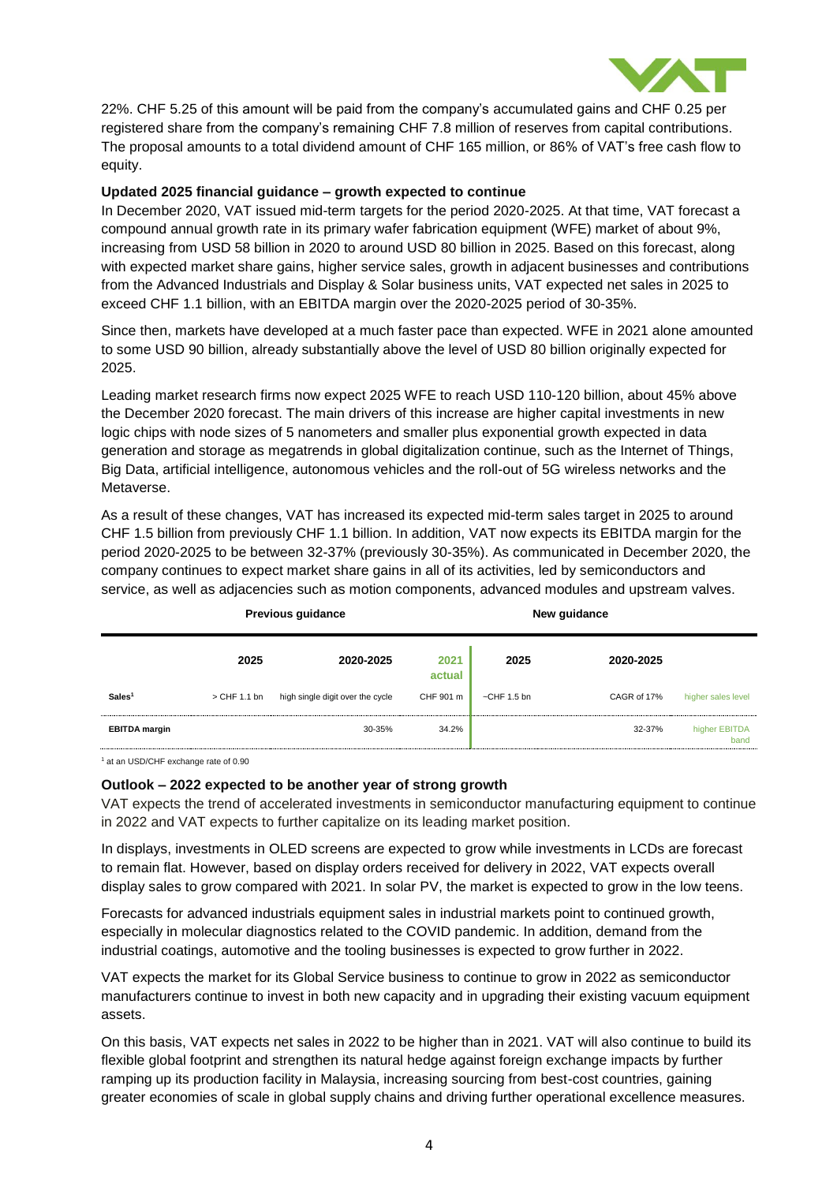22%. CHF 5.25 of this amount will be paid from the company's accumulated gains and CHF 0.25 per registered share from the company's remaining CHF 7.8 million of reserves from capital contributions. The proposal amounts to a total dividend amount of CHF 165 million, or 86% of VAT's free cash flow to equity.

**Updated 2025 financial guidance – growth expected to continue**

In December 2020, VAT issued mid-term targets for the period 2020-2025. At that time, VAT forecast a compound annual growth rate in its primary wafer fabrication equipment (WFE) market of about 9%, increasing from USD 58 billion in 2020 to around USD 80 billion in 2025. Based on this forecast, along with expected market share gains, higher service sales, growth in adjacent businesses and contributions from the Advanced Industrials and Display & Solar business units, VAT expected net sales in 2025 to exceed CHF 1.1 billion, with an EBITDA margin over the 2020-2025 period of 30-35%.

Since then, markets have developed at a much faster pace than expected. WFE in 2021 alone amounted to some USD 90 billion, already substantially above the level of USD 80 billion originally expected for 2025.

Leading market research firms now expect 2025 WFE to reach USD 110-120 billion, about 45% above the December 2020 forecast. The main drivers of this increase are higher capital investments in new logic chips with node sizes of 5 nanometers and smaller plus exponential growth expected in data generation and storage as megatrends in global digitalization continue, such as the Internet of Things, Big Data, artificial intelligence, autonomous vehicles and the roll-out of 5G wireless networks and the Metaverse.

As a result of these changes, VAT has increased its expected mid-term sales target in 2025 to around CHF 1.5 billion from previously CHF 1.1 billion. In addition, VAT now expects its EBITDA margin for the period 2020-2025 to be between 32-37% (previously 30-35%). As communicated in December 2020, the company continues to expect market share gains in all of its activities, led by semiconductors and service, as well as adjacencies such as motion components, advanced modules and upstream valves.

| | Previous guidance | | | New guidance | | |
|---|---|---|---|---|---|---|
| | 2025 | 2020-2025 | 2021 actual | 2025 | 2020-2025 | |
| Sales[1] | > CHF 1.1 bn | high single digit over the cycle | CHF 901 m | ~CHF 1.5 bn | CAGR of 17% | higher sales level |
| EBITDA margin | | 30-35% | 34.2% | | 32-37% | higher EBITDA band |

[1] at an USD/CHF exchange rate of 0.90

**Outlook – 2022 expected to be another year of strong growth**

VAT expects the trend of accelerated investments in semiconductor manufacturing equipment to continue in 2022 and VAT expects to further capitalize on its leading market position.

In displays, investments in OLED screens are expected to grow while investments in LCDs are forecast to remain flat. However, based on display orders received for delivery in 2022, VAT expects overall display sales to grow compared with 2021. In solar PV, the market is expected to grow in the low teens.

Forecasts for advanced industrials equipment sales in industrial markets point to continued growth, especially in molecular diagnostics related to the COVID pandemic. In addition, demand from the industrial coatings, automotive and the tooling businesses is expected to grow further in 2022.

VAT expects the market for its Global Service business to continue to grow in 2022 as semiconductor manufacturers continue to invest in both new capacity and in upgrading their existing vacuum equipment assets.

On this basis, VAT expects net sales in 2022 to be higher than in 2021. VAT will also continue to build its flexible global footprint and strengthen its natural hedge against foreign exchange impacts by further ramping up its production facility in Malaysia, increasing sourcing from best-cost countries, gaining greater economies of scale in global supply chains and driving further operational excellence measures.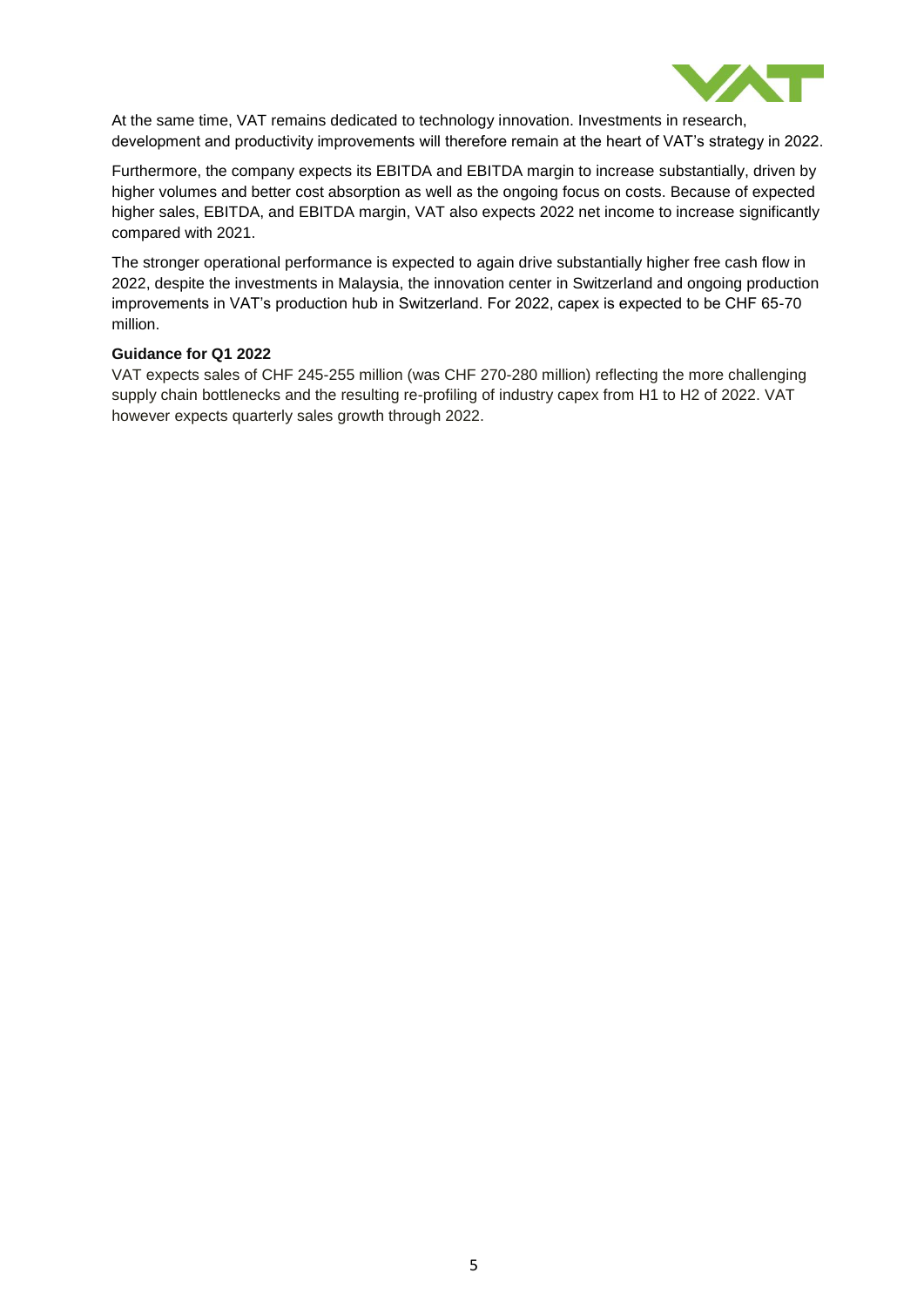At the same time, VAT remains dedicated to technology innovation. Investments in research, development and productivity improvements will therefore remain at the heart of VAT's strategy in 2022.

Furthermore, the company expects its EBITDA and EBITDA margin to increase substantially, driven by higher volumes and better cost absorption as well as the ongoing focus on costs. Because of expected higher sales, EBITDA, and EBITDA margin, VAT also expects 2022 net income to increase significantly compared with 2021.

The stronger operational performance is expected to again drive substantially higher free cash flow in 2022, despite the investments in Malaysia, the innovation center in Switzerland and ongoing production improvements in VAT's production hub in Switzerland. For 2022, capex is expected to be CHF 65-70 million.

**Guidance for Q1 2022**

VAT expects sales of CHF 245-255 million (was CHF 270-280 million) reflecting the more challenging supply chain bottlenecks and the resulting re-profiling of industry capex from H1 to H2 of 2022. VAT however expects quarterly sales growth through 2022.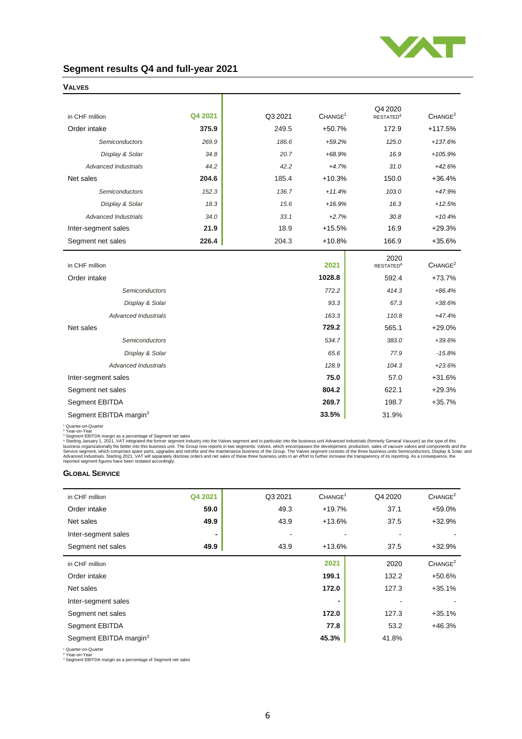## Segment results Q4 and full-year 2021

### VALVES

| in CHF million | Q4 2021 | Q3 2021 | CHANGE[1] | Q4 2020 RESTATED[4] | CHANGE[2] |
|---|---|---|---|---|---|
| Order intake | **375.9** | 249.5 | +50.7% | 172.9 | +117.5% |
| *Semiconductors* | *269.9* | *186.6* | *+59.2%* | *125.0* | *+137.6%* |
| *Display & Solar* | *34.8* | *20.7* | *+68.9%* | *16.9* | *+105.9%* |
| *Advanced Industrials* | *44.2* | *42.2* | *+4.7%* | *31.0* | *+42.6%* |
| Net sales | **204.6** | 185.4 | +10.3% | 150.0 | +36.4% |
| *Semiconductors* | *152.3* | *136.7* | *+11.4%* | *103.0* | *+47.9%* |
| *Display & Solar* | *18.3* | *15.6* | *+16.9%* | *16.3* | *+12.5%* |
| *Advanced Industrials* | *34.0* | *33.1* | *+2.7%* | *30.8* | *+10.4%* |
| Inter-segment sales | **21.9** | 18.9 | +15.5% | 16.9 | +29.3% |
| Segment net sales | **226.4** | 204.3 | +10.8% | 166.9 | +35.6% |

| in CHF million | 2021 | 2020 RESTATED[4] | CHANGE[2] |
|---|---|---|---|
| Order intake | **1028.8** | 592.4 | +73.7% |
| *Semiconductors* | *772.2* | *414.3* | *+86.4%* |
| *Display & Solar* | *93.3* | *67.3* | *+38.6%* |
| *Advanced Industrials* | *163.3* | *110.8* | *+47.4%* |
| Net sales | **729.2** | 565.1 | +29.0% |
| *Semiconductors* | *534.7* | *383.0* | *+39.6%* |
| *Display & Solar* | *65.6* | *77.9* | *-15.8%* |
| *Advanced Industrials* | *128.9* | *104.3* | *+23.6%* |
| Inter-segment sales | **75.0** | 57.0 | +31.6% |
| Segment net sales | **804.2** | 622.1 | +29.3% |
| Segment EBITDA | **269.7** | 198.7 | +35.7% |
| Segment EBITDA margin[3] | **33.5%** | 31.9% | |

[1] Quarter-on-Quarter
[2] Year-on-Year
[3] Segment EBITDA margin as a percentage of Segment net sales
[4] Starting January 1, 2021, VAT integrated the former segment Industry into the Valves segment and in particular into the business unit Advanced Industrials (formerly General Vacuum) as the type of this business organizationally fits better into this business unit. The Group now reports in two segments: Valves, which encompasses the development, production, sales of vacuum valves and components and the Service segment, which comprises spare parts, upgrades and retrofits and the maintenance business of the Group. The Valves segment consists of the three business units Semiconductors, Display & Solar, and Advanced Industrials. Starting 2021, VAT will separately disclose orders and net sales of these three business units in an effort to further increase the transparency of its reporting. As a consequence, the reported segment figures have been restated accordingly.

### GLOBAL SERVICE

| in CHF million | Q4 2021 | Q3 2021 | CHANGE[1] | Q4 2020 | CHANGE[2] |
|---|---|---|---|---|---|
| Order intake | **59.0** | 49.3 | +19.7% | 37.1 | +59.0% |
| Net sales | **49.9** | 43.9 | +13.6% | 37.5 | +32.9% |
| Inter-segment sales | **-** | - | - | - | - |
| Segment net sales | **49.9** | 43.9 | +13.6% | 37.5 | +32.9% |

| in CHF million | 2021 | 2020 | CHANGE[2] |
|---|---|---|---|
| Order intake | **199.1** | 132.2 | +50.6% |
| Net sales | **172.0** | 127.3 | +35.1% |
| Inter-segment sales | **-** | - | - |
| Segment net sales | **172.0** | 127.3 | +35.1% |
| Segment EBITDA | **77.8** | 53.2 | +46.3% |
| Segment EBITDA margin[3] | **45.3%** | 41.8% | |

[1] Quarter-on-Quarter
[2] Year-on-Year
[3] Segment EBITDA margin as a percentage of Segment net sales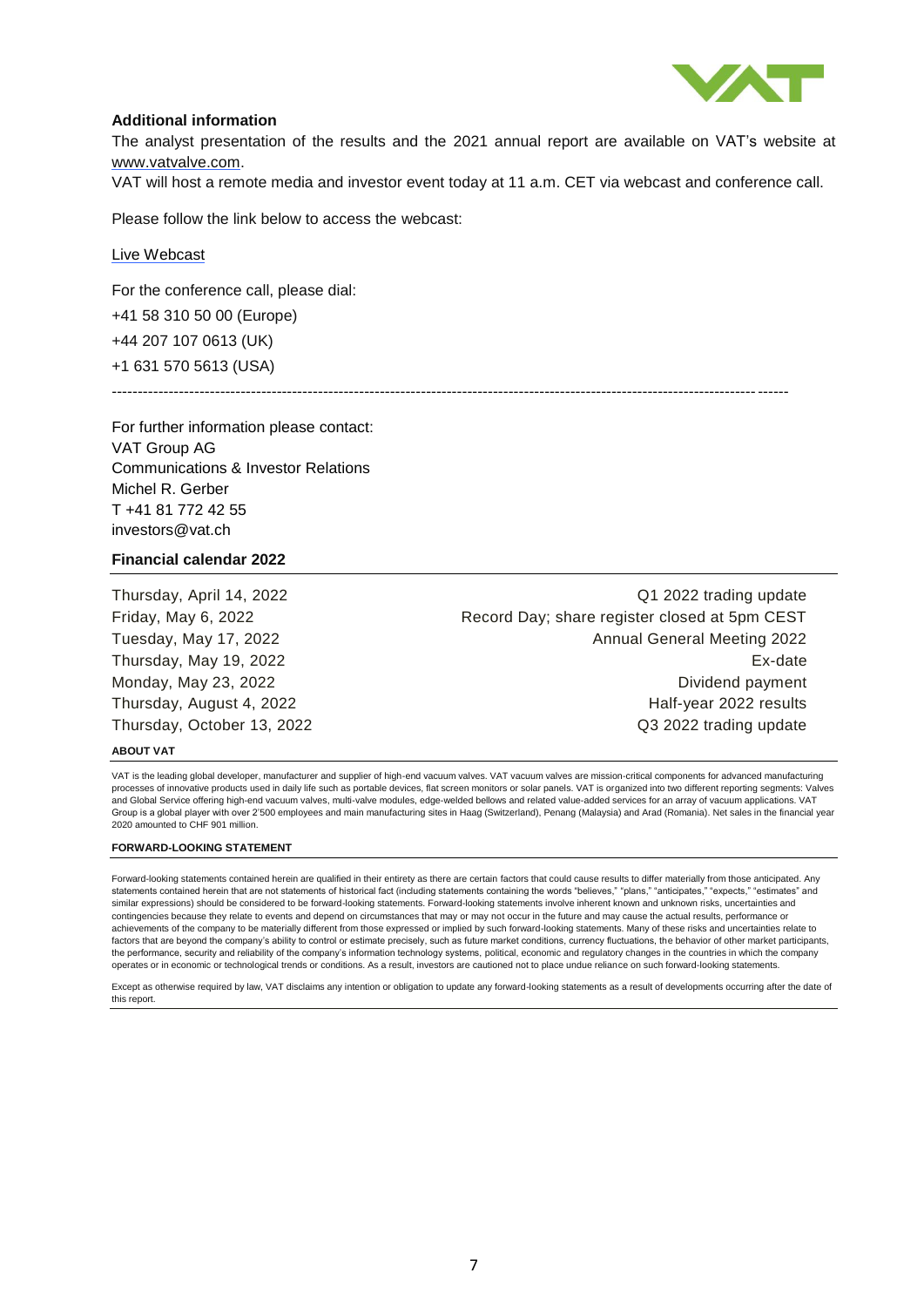## Additional information

The analyst presentation of the results and the 2021 annual report are available on VAT's website at www.vatvalve.com.

VAT will host a remote media and investor event today at 11 a.m. CET via webcast and conference call.

Please follow the link below to access the webcast:

Live Webcast

For the conference call, please dial:

+41 58 310 50 00 (Europe)

+44 207 107 0613 (UK)

+1 631 570 5613 (USA)

---

For further information please contact:
VAT Group AG
Communications & Investor Relations
Michel R. Gerber
T +41 81 772 42 55
investors@vat.ch

## Financial calendar 2022

| | |
|---|---|
| Thursday, April 14, 2022 | Q1 2022 trading update |
| Friday, May 6, 2022 | Record Day; share register closed at 5pm CEST |
| Tuesday, May 17, 2022 | Annual General Meeting 2022 |
| Thursday, May 19, 2022 | Ex-date |
| Monday, May 23, 2022 | Dividend payment |
| Thursday, August 4, 2022 | Half-year 2022 results |
| Thursday, October 13, 2022 | Q3 2022 trading update |

#### ABOUT VAT

VAT is the leading global developer, manufacturer and supplier of high-end vacuum valves. VAT vacuum valves are mission-critical components for advanced manufacturing processes of innovative products used in daily life such as portable devices, flat screen monitors or solar panels. VAT is organized into two different reporting segments: Valves and Global Service offering high-end vacuum valves, multi-valve modules, edge-welded bellows and related value-added services for an array of vacuum applications. VAT Group is a global player with over 2'500 employees and main manufacturing sites in Haag (Switzerland), Penang (Malaysia) and Arad (Romania). Net sales in the financial year 2020 amounted to CHF 901 million.

#### FORWARD-LOOKING STATEMENT

Forward-looking statements contained herein are qualified in their entirety as there are certain factors that could cause results to differ materially from those anticipated. Any statements contained herein that are not statements of historical fact (including statements containing the words "believes," "plans," "anticipates," "expects," "estimates" and similar expressions) should be considered to be forward-looking statements. Forward-looking statements involve inherent known and unknown risks, uncertainties and contingencies because they relate to events and depend on circumstances that may or may not occur in the future and may cause the actual results, performance or achievements of the company to be materially different from those expressed or implied by such forward-looking statements. Many of these risks and uncertainties relate to factors that are beyond the company's ability to control or estimate precisely, such as future market conditions, currency fluctuations, the behavior of other market participants, the performance, security and reliability of the company's information technology systems, political, economic and regulatory changes in the countries in which the company operates or in economic or technological trends or conditions. As a result, investors are cautioned not to place undue reliance on such forward-looking statements.

Except as otherwise required by law, VAT disclaims any intention or obligation to update any forward-looking statements as a result of developments occurring after the date of this report.